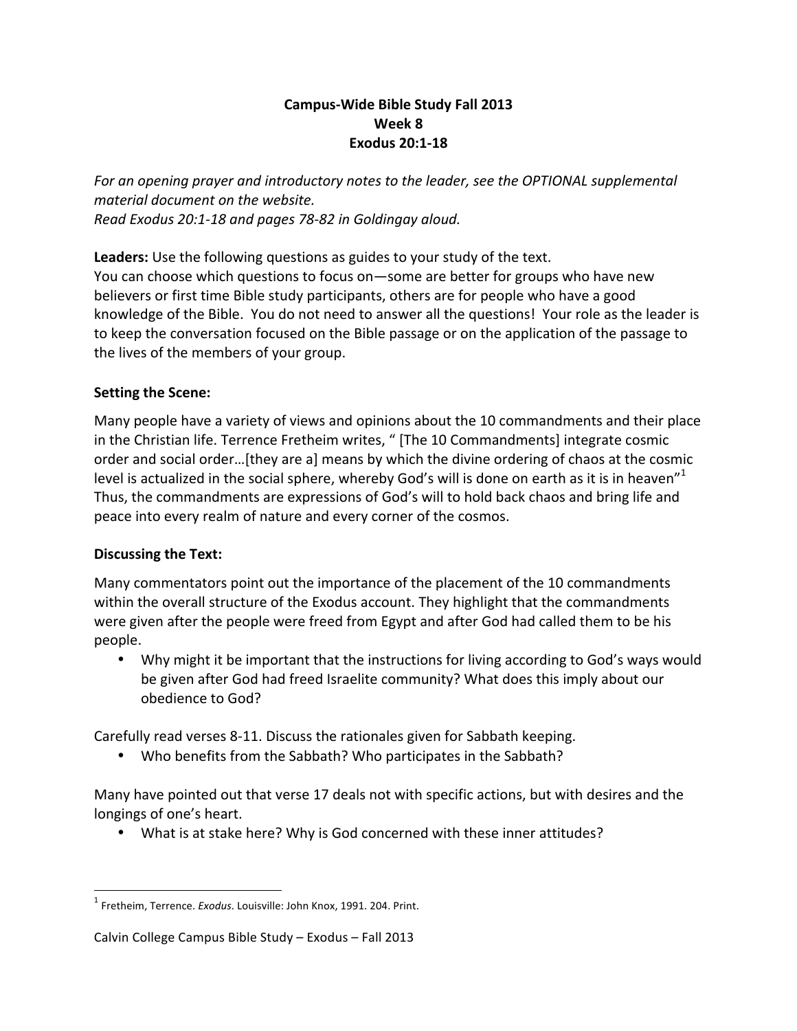# Campus-Wide Bible Study Fall 2013
## Week 8
## Exodus 20:1-18

*For an opening prayer and introductory notes to the leader, see the OPTIONAL supplemental material document on the website.*
*Read Exodus 20:1-18 and pages 78-82 in Goldingay aloud.*

**Leaders:** Use the following questions as guides to your study of the text.
You can choose which questions to focus on—some are better for groups who have new believers or first time Bible study participants, others are for people who have a good knowledge of the Bible. You do not need to answer all the questions! Your role as the leader is to keep the conversation focused on the Bible passage or on the application of the passage to the lives of the members of your group.

**Setting the Scene:**

Many people have a variety of views and opinions about the 10 commandments and their place in the Christian life. Terrence Fretheim writes, " [The 10 Commandments] integrate cosmic order and social order…[they are a] means by which the divine ordering of chaos at the cosmic level is actualized in the social sphere, whereby God's will is done on earth as it is in heaven"[1] Thus, the commandments are expressions of God's will to hold back chaos and bring life and peace into every realm of nature and every corner of the cosmos.

**Discussing the Text:**

Many commentators point out the importance of the placement of the 10 commandments within the overall structure of the Exodus account. They highlight that the commandments were given after the people were freed from Egypt and after God had called them to be his people.

- Why might it be important that the instructions for living according to God's ways would be given after God had freed Israelite community? What does this imply about our obedience to God?

Carefully read verses 8-11. Discuss the rationales given for Sabbath keeping.

- Who benefits from the Sabbath? Who participates in the Sabbath?

Many have pointed out that verse 17 deals not with specific actions, but with desires and the longings of one's heart.

- What is at stake here? Why is God concerned with these inner attitudes?

---

[1] Fretheim, Terrence. *Exodus*. Louisville: John Knox, 1991. 204. Print.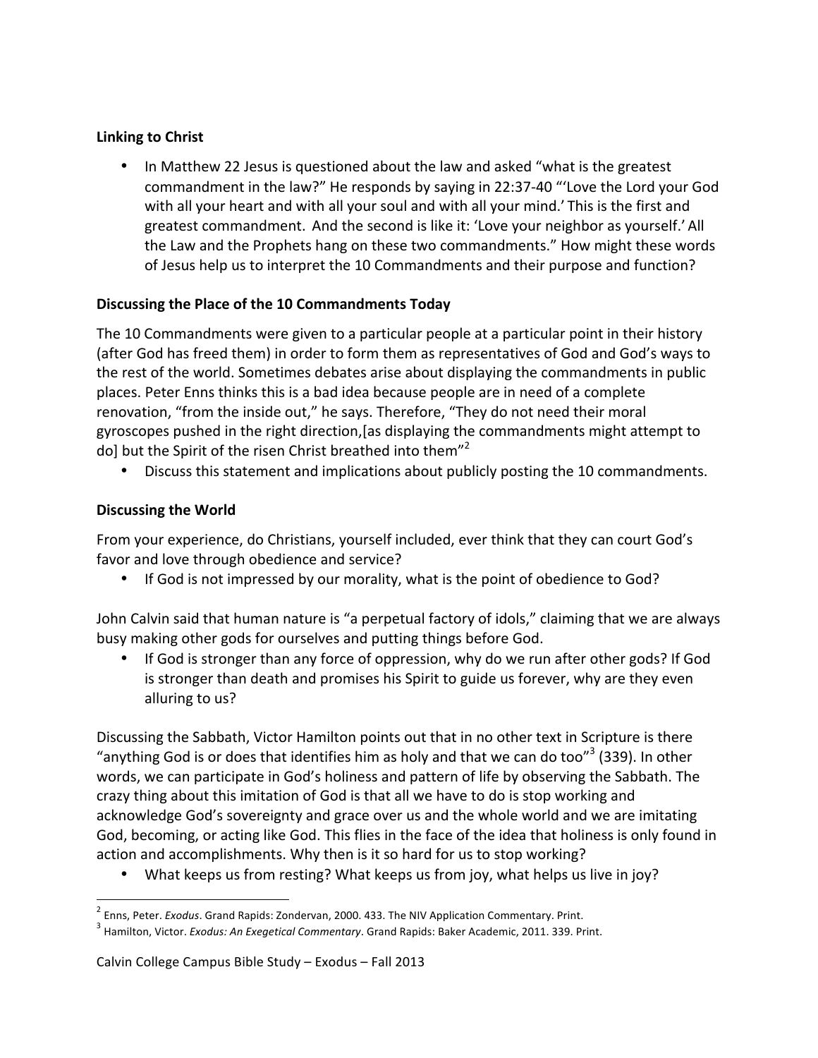**Linking to Christ**

- In Matthew 22 Jesus is questioned about the law and asked "what is the greatest commandment in the law?" He responds by saying in 22:37-40 "'Love the Lord your God with all your heart and with all your soul and with all your mind.' This is the first and greatest commandment. And the second is like it: 'Love your neighbor as yourself.' All the Law and the Prophets hang on these two commandments." How might these words of Jesus help us to interpret the 10 Commandments and their purpose and function?

**Discussing the Place of the 10 Commandments Today**

The 10 Commandments were given to a particular people at a particular point in their history (after God has freed them) in order to form them as representatives of God and God's ways to the rest of the world. Sometimes debates arise about displaying the commandments in public places. Peter Enns thinks this is a bad idea because people are in need of a complete renovation, "from the inside out," he says. Therefore, "They do not need their moral gyroscopes pushed in the right direction,[as displaying the commandments might attempt to do] but the Spirit of the risen Christ breathed into them"[2]

- Discuss this statement and implications about publicly posting the 10 commandments.

**Discussing the World**

From your experience, do Christians, yourself included, ever think that they can court God's favor and love through obedience and service?

- If God is not impressed by our morality, what is the point of obedience to God?

John Calvin said that human nature is "a perpetual factory of idols," claiming that we are always busy making other gods for ourselves and putting things before God.

- If God is stronger than any force of oppression, why do we run after other gods? If God is stronger than death and promises his Spirit to guide us forever, why are they even alluring to us?

Discussing the Sabbath, Victor Hamilton points out that in no other text in Scripture is there "anything God is or does that identifies him as holy and that we can do too"[3] (339). In other words, we can participate in God's holiness and pattern of life by observing the Sabbath. The crazy thing about this imitation of God is that all we have to do is stop working and acknowledge God's sovereignty and grace over us and the whole world and we are imitating God, becoming, or acting like God. This flies in the face of the idea that holiness is only found in action and accomplishments. Why then is it so hard for us to stop working?

- What keeps us from resting? What keeps us from joy, what helps us live in joy?

---

[2] Enns, Peter. *Exodus*. Grand Rapids: Zondervan, 2000. 433. The NIV Application Commentary. Print.

[3] Hamilton, Victor. *Exodus: An Exegetical Commentary*. Grand Rapids: Baker Academic, 2011. 339. Print.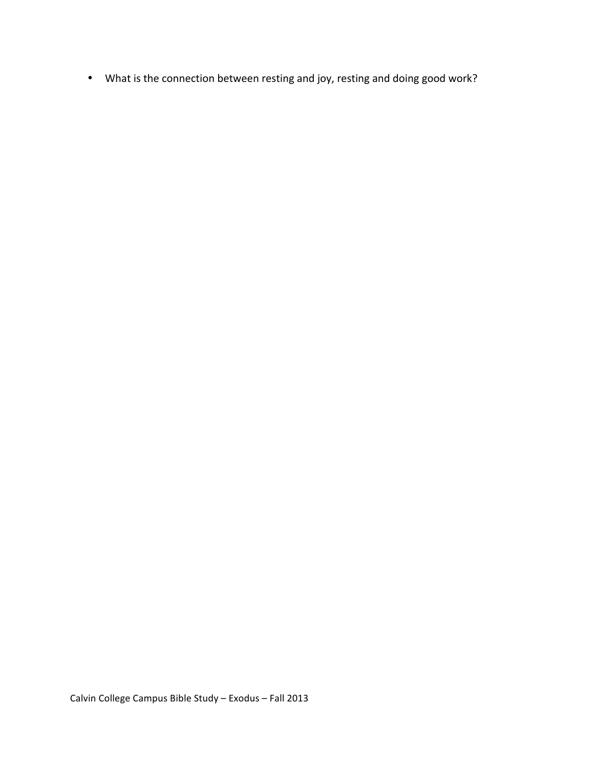- What is the connection between resting and joy, resting and doing good work?